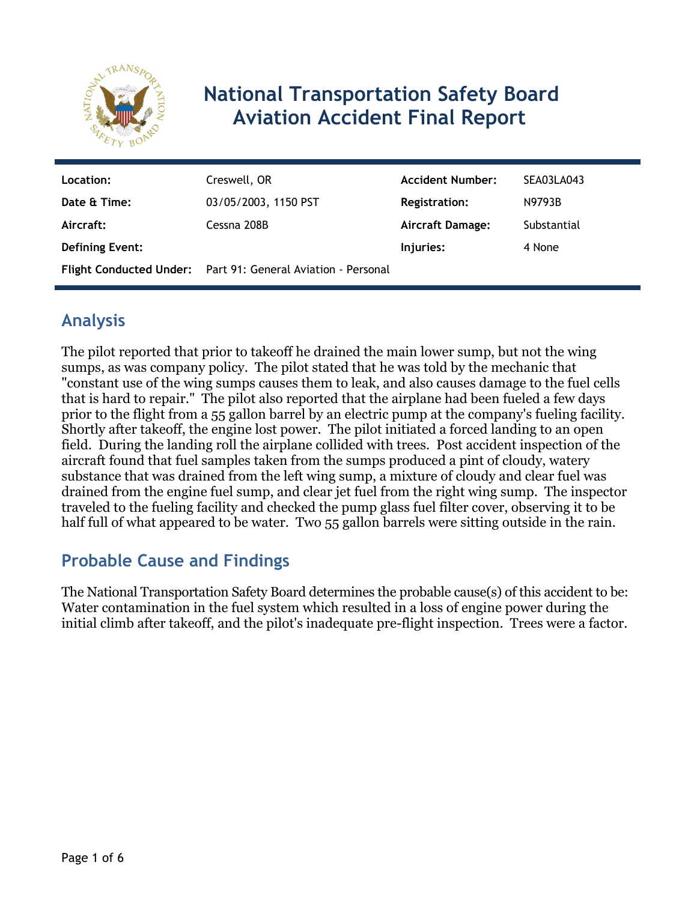# National Transportation Safety Board Aviation Accident Final Report

| | | | |
|---|---|---|---|
| **Location:** | Creswell, OR | **Accident Number:** | SEA03LA043 |
| **Date & Time:** | 03/05/2003, 1150 PST | **Registration:** | N9793B |
| **Aircraft:** | Cessna 208B | **Aircraft Damage:** | Substantial |
| **Defining Event:** | | **Injuries:** | 4 None |
| **Flight Conducted Under:** | Part 91: General Aviation - Personal | | |

## Analysis

The pilot reported that prior to takeoff he drained the main lower sump, but not the wing sumps, as was company policy. The pilot stated that he was told by the mechanic that "constant use of the wing sumps causes them to leak, and also causes damage to the fuel cells that is hard to repair." The pilot also reported that the airplane had been fueled a few days prior to the flight from a 55 gallon barrel by an electric pump at the company's fueling facility. Shortly after takeoff, the engine lost power. The pilot initiated a forced landing to an open field. During the landing roll the airplane collided with trees. Post accident inspection of the aircraft found that fuel samples taken from the sumps produced a pint of cloudy, watery substance that was drained from the left wing sump, a mixture of cloudy and clear fuel was drained from the engine fuel sump, and clear jet fuel from the right wing sump. The inspector traveled to the fueling facility and checked the pump glass fuel filter cover, observing it to be half full of what appeared to be water. Two 55 gallon barrels were sitting outside in the rain.

## Probable Cause and Findings

The National Transportation Safety Board determines the probable cause(s) of this accident to be:
Water contamination in the fuel system which resulted in a loss of engine power during the initial climb after takeoff, and the pilot's inadequate pre-flight inspection. Trees were a factor.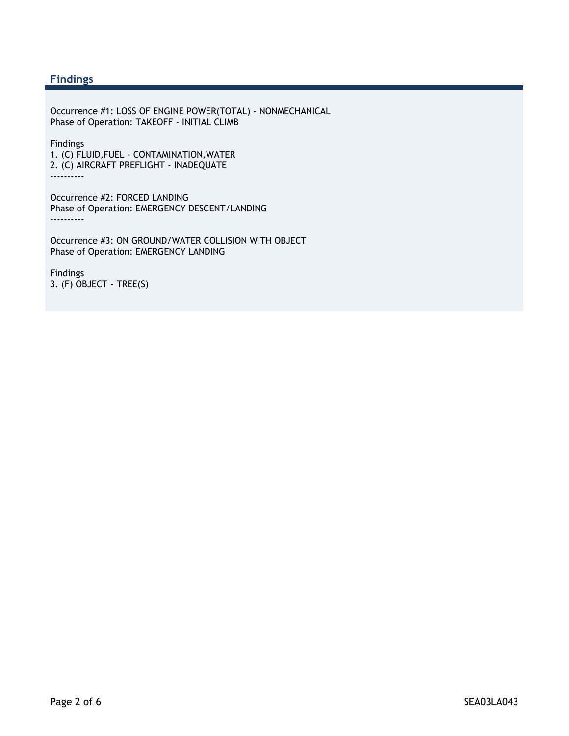## Findings

Occurrence #1: LOSS OF ENGINE POWER(TOTAL) - NONMECHANICAL
Phase of Operation: TAKEOFF - INITIAL CLIMB

Findings
1. (C) FLUID,FUEL - CONTAMINATION,WATER
2. (C) AIRCRAFT PREFLIGHT - INADEQUATE
----------

Occurrence #2: FORCED LANDING
Phase of Operation: EMERGENCY DESCENT/LANDING
----------

Occurrence #3: ON GROUND/WATER COLLISION WITH OBJECT
Phase of Operation: EMERGENCY LANDING

Findings
3. (F) OBJECT - TREE(S)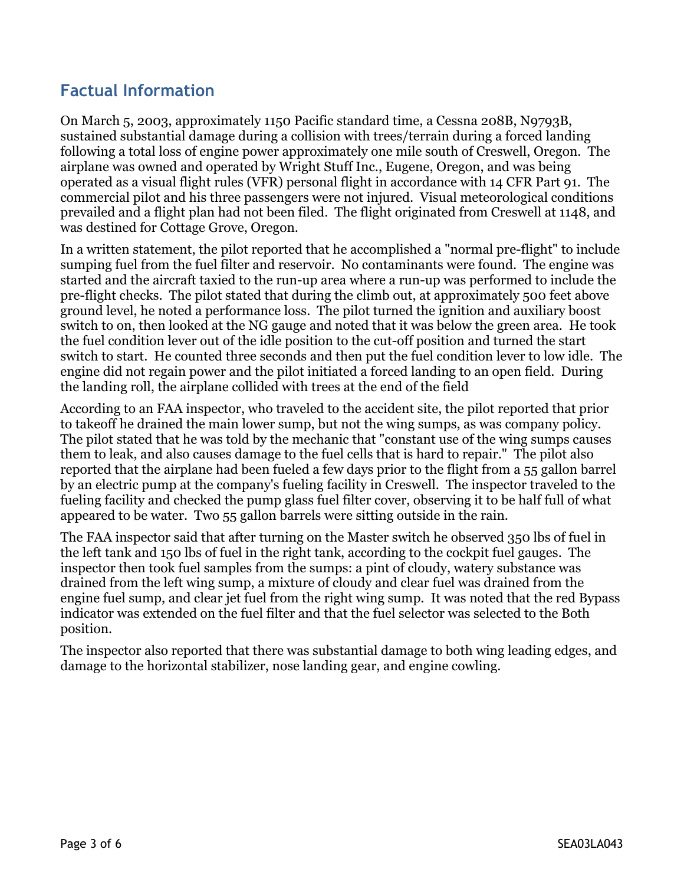## Factual Information

On March 5, 2003, approximately 1150 Pacific standard time, a Cessna 208B, N9793B, sustained substantial damage during a collision with trees/terrain during a forced landing following a total loss of engine power approximately one mile south of Creswell, Oregon. The airplane was owned and operated by Wright Stuff Inc., Eugene, Oregon, and was being operated as a visual flight rules (VFR) personal flight in accordance with 14 CFR Part 91. The commercial pilot and his three passengers were not injured. Visual meteorological conditions prevailed and a flight plan had not been filed. The flight originated from Creswell at 1148, and was destined for Cottage Grove, Oregon.

In a written statement, the pilot reported that he accomplished a "normal pre-flight" to include sumping fuel from the fuel filter and reservoir. No contaminants were found. The engine was started and the aircraft taxied to the run-up area where a run-up was performed to include the pre-flight checks. The pilot stated that during the climb out, at approximately 500 feet above ground level, he noted a performance loss. The pilot turned the ignition and auxiliary boost switch to on, then looked at the NG gauge and noted that it was below the green area. He took the fuel condition lever out of the idle position to the cut-off position and turned the start switch to start. He counted three seconds and then put the fuel condition lever to low idle. The engine did not regain power and the pilot initiated a forced landing to an open field. During the landing roll, the airplane collided with trees at the end of the field

According to an FAA inspector, who traveled to the accident site, the pilot reported that prior to takeoff he drained the main lower sump, but not the wing sumps, as was company policy. The pilot stated that he was told by the mechanic that "constant use of the wing sumps causes them to leak, and also causes damage to the fuel cells that is hard to repair." The pilot also reported that the airplane had been fueled a few days prior to the flight from a 55 gallon barrel by an electric pump at the company's fueling facility in Creswell. The inspector traveled to the fueling facility and checked the pump glass fuel filter cover, observing it to be half full of what appeared to be water. Two 55 gallon barrels were sitting outside in the rain.

The FAA inspector said that after turning on the Master switch he observed 350 lbs of fuel in the left tank and 150 lbs of fuel in the right tank, according to the cockpit fuel gauges. The inspector then took fuel samples from the sumps: a pint of cloudy, watery substance was drained from the left wing sump, a mixture of cloudy and clear fuel was drained from the engine fuel sump, and clear jet fuel from the right wing sump. It was noted that the red Bypass indicator was extended on the fuel filter and that the fuel selector was selected to the Both position.

The inspector also reported that there was substantial damage to both wing leading edges, and damage to the horizontal stabilizer, nose landing gear, and engine cowling.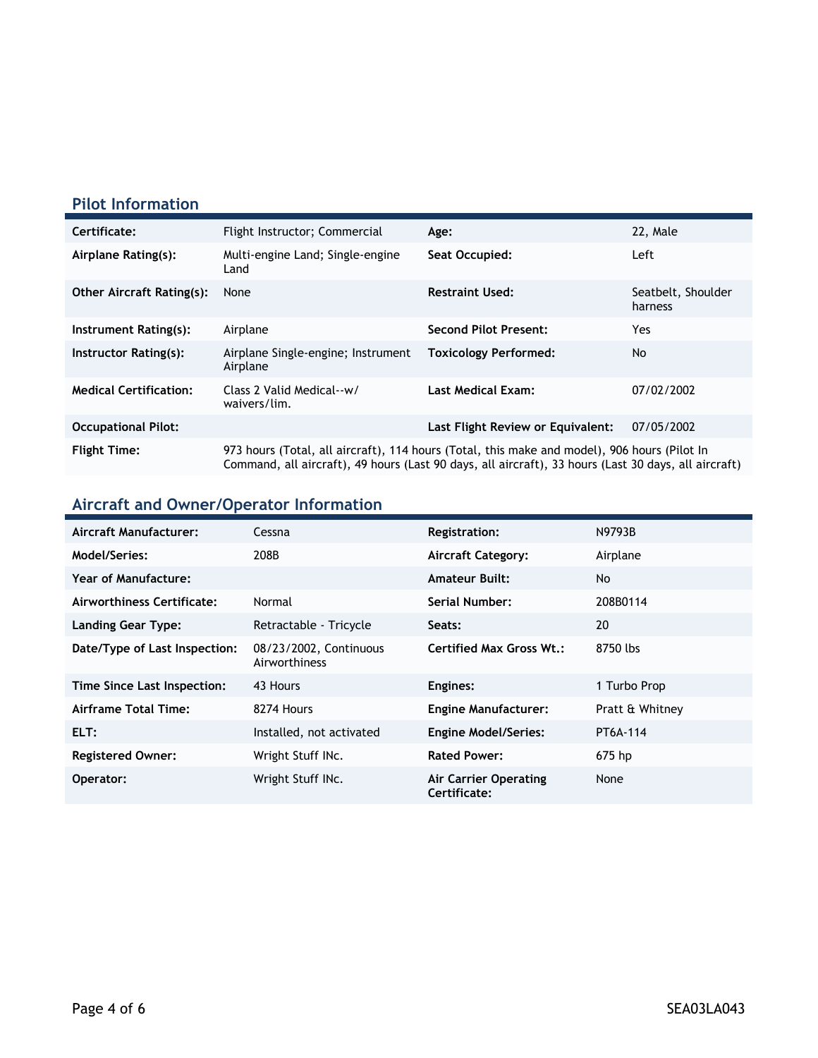## Pilot Information

| | | | |
|---|---|---|---|
| **Certificate:** | Flight Instructor; Commercial | **Age:** | 22, Male |
| **Airplane Rating(s):** | Multi-engine Land; Single-engine Land | **Seat Occupied:** | Left |
| **Other Aircraft Rating(s):** | None | **Restraint Used:** | Seatbelt, Shoulder harness |
| **Instrument Rating(s):** | Airplane | **Second Pilot Present:** | Yes |
| **Instructor Rating(s):** | Airplane Single-engine; Instrument Airplane | **Toxicology Performed:** | No |
| **Medical Certification:** | Class 2 Valid Medical--w/ waivers/lim. | **Last Medical Exam:** | 07/02/2002 |
| **Occupational Pilot:** | | **Last Flight Review or Equivalent:** | 07/05/2002 |
| **Flight Time:** | 973 hours (Total, all aircraft), 114 hours (Total, this make and model), 906 hours (Pilot In Command, all aircraft), 49 hours (Last 90 days, all aircraft), 33 hours (Last 30 days, all aircraft) | | |

## Aircraft and Owner/Operator Information

| | | | |
|---|---|---|---|
| **Aircraft Manufacturer:** | Cessna | **Registration:** | N9793B |
| **Model/Series:** | 208B | **Aircraft Category:** | Airplane |
| **Year of Manufacture:** | | **Amateur Built:** | No |
| **Airworthiness Certificate:** | Normal | **Serial Number:** | 208B0114 |
| **Landing Gear Type:** | Retractable - Tricycle | **Seats:** | 20 |
| **Date/Type of Last Inspection:** | 08/23/2002, Continuous Airworthiness | **Certified Max Gross Wt.:** | 8750 lbs |
| **Time Since Last Inspection:** | 43 Hours | **Engines:** | 1 Turbo Prop |
| **Airframe Total Time:** | 8274 Hours | **Engine Manufacturer:** | Pratt & Whitney |
| **ELT:** | Installed, not activated | **Engine Model/Series:** | PT6A-114 |
| **Registered Owner:** | Wright Stuff INc. | **Rated Power:** | 675 hp |
| **Operator:** | Wright Stuff INc. | **Air Carrier Operating Certificate:** | None |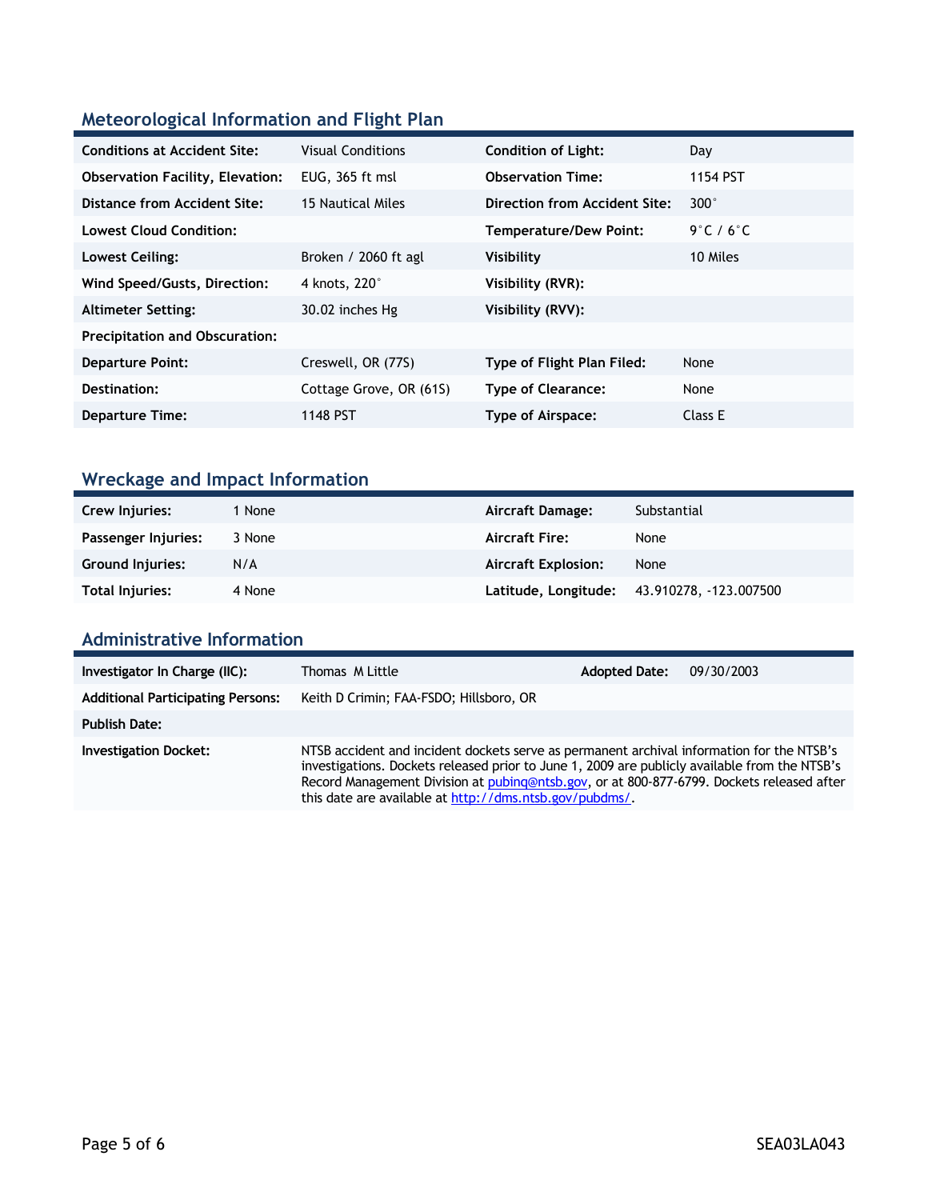## Meteorological Information and Flight Plan

| | | | |
|---|---|---|---|
| **Conditions at Accident Site:** | Visual Conditions | **Condition of Light:** | Day |
| **Observation Facility, Elevation:** | EUG, 365 ft msl | **Observation Time:** | 1154 PST |
| **Distance from Accident Site:** | 15 Nautical Miles | **Direction from Accident Site:** | 300° |
| **Lowest Cloud Condition:** | | **Temperature/Dew Point:** | 9°C / 6°C |
| **Lowest Ceiling:** | Broken / 2060 ft agl | **Visibility** | 10 Miles |
| **Wind Speed/Gusts, Direction:** | 4 knots, 220° | **Visibility (RVR):** | |
| **Altimeter Setting:** | 30.02 inches Hg | **Visibility (RVV):** | |
| **Precipitation and Obscuration:** | | | |
| **Departure Point:** | Creswell, OR (77S) | **Type of Flight Plan Filed:** | None |
| **Destination:** | Cottage Grove, OR (61S) | **Type of Clearance:** | None |
| **Departure Time:** | 1148 PST | **Type of Airspace:** | Class E |

## Wreckage and Impact Information

| | | | |
|---|---|---|---|
| **Crew Injuries:** | 1 None | **Aircraft Damage:** | Substantial |
| **Passenger Injuries:** | 3 None | **Aircraft Fire:** | None |
| **Ground Injuries:** | N/A | **Aircraft Explosion:** | None |
| **Total Injuries:** | 4 None | **Latitude, Longitude:** | 43.910278, -123.007500 |

## Administrative Information

| | | | |
|---|---|---|---|
| **Investigator In Charge (IIC):** | Thomas M Little | **Adopted Date:** | 09/30/2003 |
| **Additional Participating Persons:** | Keith D Crimin; FAA-FSDO; Hillsboro, OR | | |
| **Publish Date:** | | | |
| **Investigation Docket:** | NTSB accident and incident dockets serve as permanent archival information for the NTSB's investigations. Dockets released prior to June 1, 2009 are publicly available from the NTSB's Record Management Division at pubinq@ntsb.gov, or at 800-877-6799. Dockets released after this date are available at http://dms.ntsb.gov/pubdms/. | | |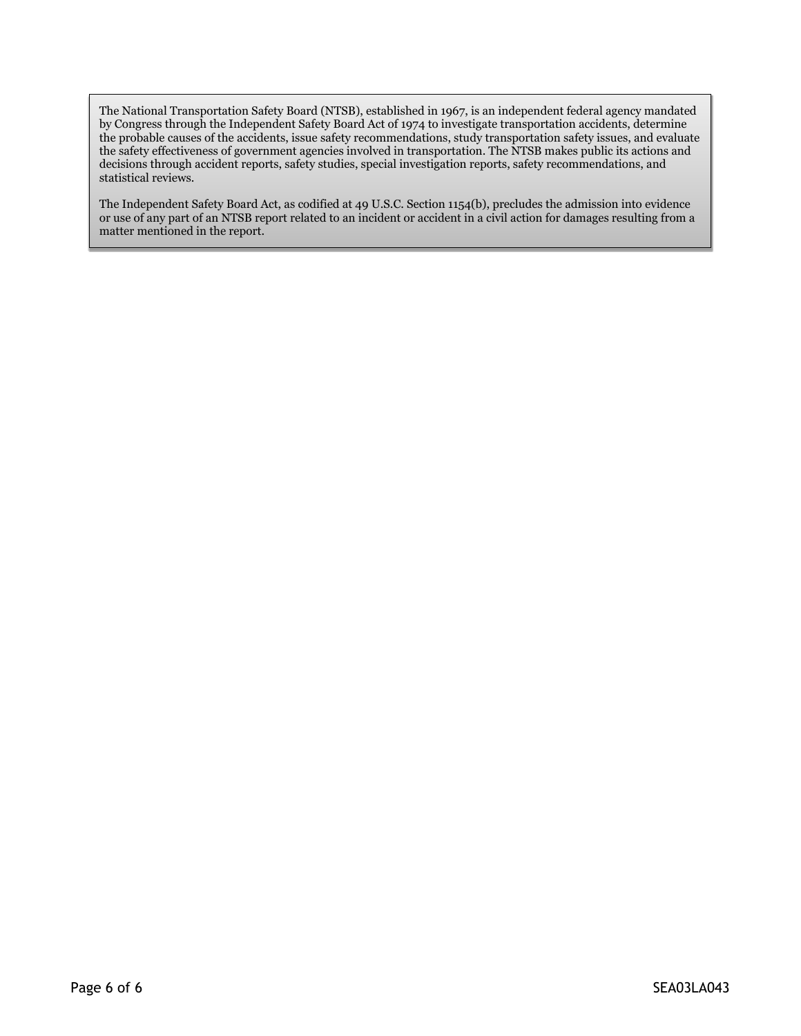The National Transportation Safety Board (NTSB), established in 1967, is an independent federal agency mandated by Congress through the Independent Safety Board Act of 1974 to investigate transportation accidents, determine the probable causes of the accidents, issue safety recommendations, study transportation safety issues, and evaluate the safety effectiveness of government agencies involved in transportation. The NTSB makes public its actions and decisions through accident reports, safety studies, special investigation reports, safety recommendations, and statistical reviews.

The Independent Safety Board Act, as codified at 49 U.S.C. Section 1154(b), precludes the admission into evidence or use of any part of an NTSB report related to an incident or accident in a civil action for damages resulting from a matter mentioned in the report.